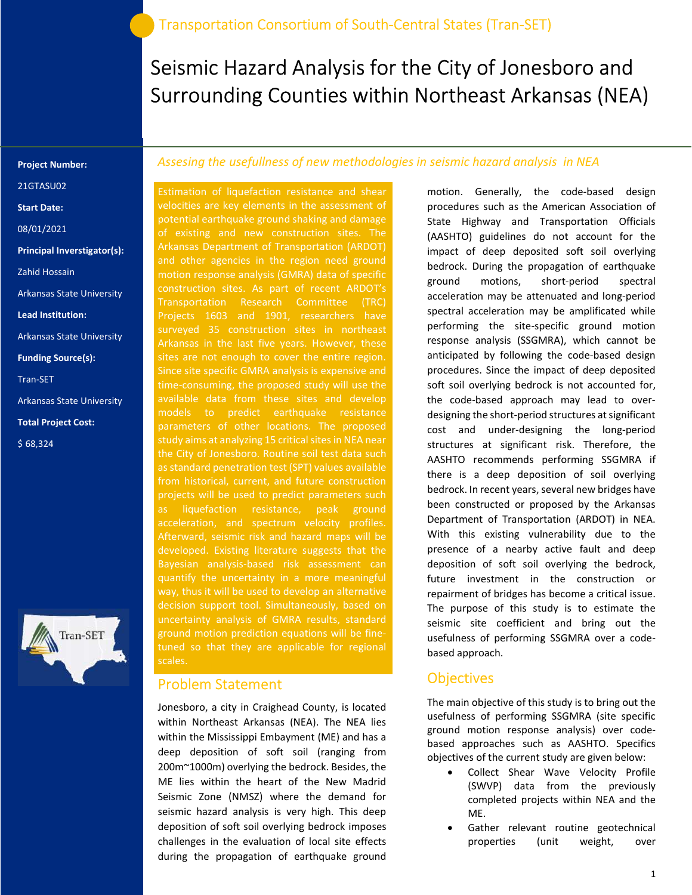Transportation Consortium of South-Central States (Tran-SET)

# Seismic Hazard Analysis for the City of Jonesboro and Surrounding Counties within Northeast Arkansas (NEA)

**Project Number:**

21GTASU02

**Start Date:**

08/01/2021

**Principal Inverstigator(s):**

Zahid Hossain

Arkansas State University

**Lead Institution:**

Arkansas State University

**Funding Source(s):**

Tran-SET

Arkansas State University

**Total Project Cost:**

$ 68,324

*Assesing the usefullness of new methodologies in seismic hazard analysis in NEA*

Estimation of liquefaction resistance and shear velocities are key elements in the assessment of potential earthquake ground shaking and damage of existing and new construction sites. The Arkansas Department of Transportation (ARDOT) and other agencies in the region need ground motion response analysis (GMRA) data of specific construction sites. As part of recent ARDOT's Transportation Research Committee (TRC) Projects 1603 and 1901, researchers have surveyed 35 construction sites in northeast Arkansas in the last five years. However, these sites are not enough to cover the entire region. Since site specific GMRA analysis is expensive and time-consuming, the proposed study will use the available data from these sites and develop models to predict earthquake resistance parameters of other locations. The proposed study aims at analyzing 15 critical sites in NEA near the City of Jonesboro. Routine soil test data such as standard penetration test (SPT) values available from historical, current, and future construction projects will be used to predict parameters such as liquefaction resistance, peak ground acceleration, and spectrum velocity profiles. Afterward, seismic risk and hazard maps will be developed. Existing literature suggests that the Bayesian analysis-based risk assessment can quantify the uncertainty in a more meaningful way, thus it will be used to develop an alternative decision support tool. Simultaneously, based on uncertainty analysis of GMRA results, standard ground motion prediction equations will be fine-tuned so that they are applicable for regional scales.

## Problem Statement

Jonesboro, a city in Craighead County, is located within Northeast Arkansas (NEA). The NEA lies within the Mississippi Embayment (ME) and has a deep deposition of soft soil (ranging from 200m~1000m) overlying the bedrock. Besides, the ME lies within the heart of the New Madrid Seismic Zone (NMSZ) where the demand for seismic hazard analysis is very high. This deep deposition of soft soil overlying bedrock imposes challenges in the evaluation of local site effects during the propagation of earthquake ground motion. Generally, the code-based design procedures such as the American Association of State Highway and Transportation Officials (AASHTO) guidelines do not account for the impact of deep deposited soft soil overlying bedrock. During the propagation of earthquake ground motions, short-period spectral acceleration may be attenuated and long-period spectral acceleration may be amplificated while performing the site-specific ground motion response analysis (SSGMRA), which cannot be anticipated by following the code-based design procedures. Since the impact of deep deposited soft soil overlying bedrock is not accounted for, the code-based approach may lead to over-designing the short-period structures at significant cost and under-designing the long-period structures at significant risk. Therefore, the AASHTO recommends performing SSGMRA if there is a deep deposition of soil overlying bedrock. In recent years, several new bridges have been constructed or proposed by the Arkansas Department of Transportation (ARDOT) in NEA. With this existing vulnerability due to the presence of a nearby active fault and deep deposition of soft soil overlying the bedrock, future investment in the construction or repairment of bridges has become a critical issue. The purpose of this study is to estimate the seismic site coefficient and bring out the usefulness of performing SSGMRA over a code-based approach.

## Objectives

The main objective of this study is to bring out the usefulness of performing SSGMRA (site specific ground motion response analysis) over code-based approaches such as AASHTO. Specifics objectives of the current study are given below:

- Collect Shear Wave Velocity Profile (SWVP) data from the previously completed projects within NEA and the ME.
- Gather relevant routine geotechnical properties (unit weight, over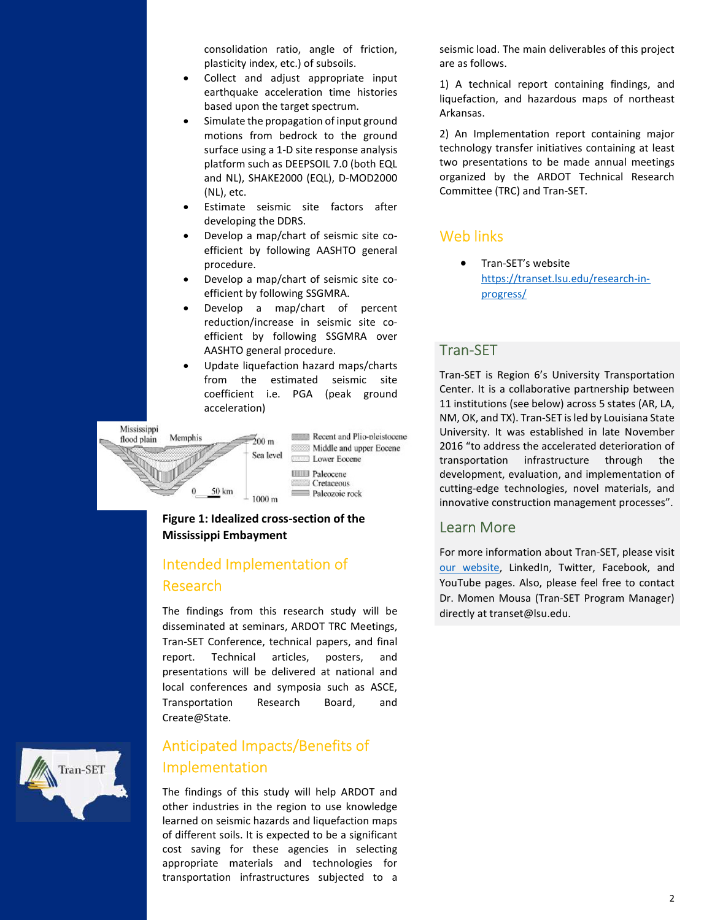consolidation ratio, angle of friction, plasticity index, etc.) of subsoils.

- Collect and adjust appropriate input earthquake acceleration time histories based upon the target spectrum.
- Simulate the propagation of input ground motions from bedrock to the ground surface using a 1-D site response analysis platform such as DEEPSOIL 7.0 (both EQL and NL), SHAKE2000 (EQL), D-MOD2000 (NL), etc.
- Estimate seismic site factors after developing the DDRS.
- Develop a map/chart of seismic site co-efficient by following AASHTO general procedure.
- Develop a map/chart of seismic site co-efficient by following SSGMRA.
- Develop a map/chart of percent reduction/increase in seismic site co-efficient by following SSGMRA over AASHTO general procedure.
- Update liquefaction hazard maps/charts from the estimated seismic site coefficient i.e. PGA (peak ground acceleration)

Mississippi flood plain
Memphis
200 m
Sea level
0 50 km
1000 m
Recent and Plio-pleistocene
Middle and upper Eocene
Lower Eocene
Paleocene
Cretaceous
Paleozoic rock

**Figure 1: Idealized cross-section of the Mississippi Embayment**

## Intended Implementation of Research

The findings from this research study will be disseminated at seminars, ARDOT TRC Meetings, Tran-SET Conference, technical papers, and final report. Technical articles, posters, and presentations will be delivered at national and local conferences and symposia such as ASCE, Transportation Research Board, and Create@State.

## Anticipated Impacts/Benefits of Implementation

The findings of this study will help ARDOT and other industries in the region to use knowledge learned on seismic hazards and liquefaction maps of different soils. It is expected to be a significant cost saving for these agencies in selecting appropriate materials and technologies for transportation infrastructures subjected to a seismic load. The main deliverables of this project are as follows.

1) A technical report containing findings, and liquefaction, and hazardous maps of northeast Arkansas.

2) An Implementation report containing major technology transfer initiatives containing at least two presentations to be made annual meetings organized by the ARDOT Technical Research Committee (TRC) and Tran-SET.

## Web links

- Tran-SET's website
  https://transet.lsu.edu/research-in-progress/

## Tran-SET

Tran-SET is Region 6's University Transportation Center. It is a collaborative partnership between 11 institutions (see below) across 5 states (AR, LA, NM, OK, and TX). Tran-SET is led by Louisiana State University. It was established in late November 2016 "to address the accelerated deterioration of transportation infrastructure through the development, evaluation, and implementation of cutting-edge technologies, novel materials, and innovative construction management processes".

## Learn More

For more information about Tran-SET, please visit our website, LinkedIn, Twitter, Facebook, and YouTube pages. Also, please feel free to contact Dr. Momen Mousa (Tran-SET Program Manager) directly at transet@lsu.edu.